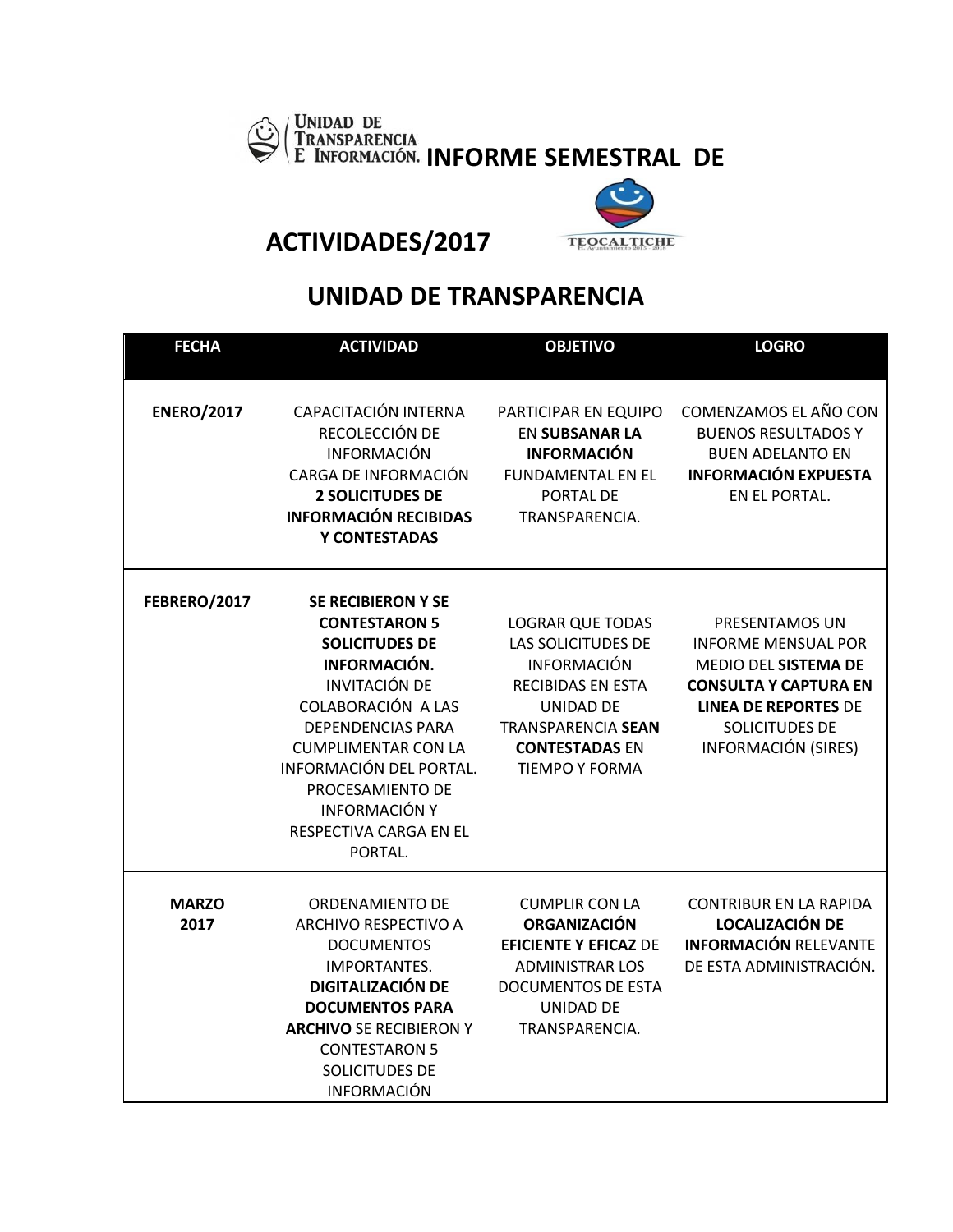# UNIDAD DE TRANSPARENCIA E INFORMACIÓN. INFORME SEMESTRAL DE ACTIVIDADES/2017

TEOCALTICHE
H. Ayuntamiento 2015 - 2018

## UNIDAD DE TRANSPARENCIA

| FECHA | ACTIVIDAD | OBJETIVO | LOGRO |
|---|---|---|---|
| **ENERO/2017** | CAPACITACIÓN INTERNA RECOLECCIÓN DE INFORMACIÓN CARGA DE INFORMACIÓN **2 SOLICITUDES DE INFORMACIÓN RECIBIDAS Y CONTESTADAS** | PARTICIPAR EN EQUIPO EN **SUBSANAR LA INFORMACIÓN** FUNDAMENTAL EN EL PORTAL DE TRANSPARENCIA. | COMENZAMOS EL AÑO CON BUENOS RESULTADOS Y BUEN ADELANTO EN **INFORMACIÓN EXPUESTA** EN EL PORTAL. |
| **FEBRERO/2017** | **SE RECIBIERON Y SE CONTESTARON 5 SOLICITUDES DE INFORMACIÓN.** INVITACIÓN DE COLABORACIÓN A LAS DEPENDENCIAS PARA CUMPLIMENTAR CON LA INFORMACIÓN DEL PORTAL. PROCESAMIENTO DE INFORMACIÓN Y RESPECTIVA CARGA EN EL PORTAL. | LOGRAR QUE TODAS LAS SOLICITUDES DE INFORMACIÓN RECIBIDAS EN ESTA UNIDAD DE TRANSPARENCIA **SEAN CONTESTADAS** EN TIEMPO Y FORMA | PRESENTAMOS UN INFORME MENSUAL POR MEDIO DEL **SISTEMA DE CONSULTA Y CAPTURA EN LINEA DE REPORTES** DE SOLICITUDES DE INFORMACIÓN (SIRES) |
| **MARZO 2017** | ORDENAMIENTO DE ARCHIVO RESPECTIVO A DOCUMENTOS IMPORTANTES. **DIGITALIZACIÓN DE DOCUMENTOS PARA ARCHIVO** SE RECIBIERON Y CONTESTARON 5 SOLICITUDES DE INFORMACIÓN | CUMPLIR CON LA **ORGANIZACIÓN EFICIENTE Y EFICAZ** DE ADMINISTRAR LOS DOCUMENTOS DE ESTA UNIDAD DE TRANSPARENCIA. | CONTRIBUR EN LA RAPIDA **LOCALIZACIÓN DE INFORMACIÓN** RELEVANTE DE ESTA ADMINISTRACIÓN. |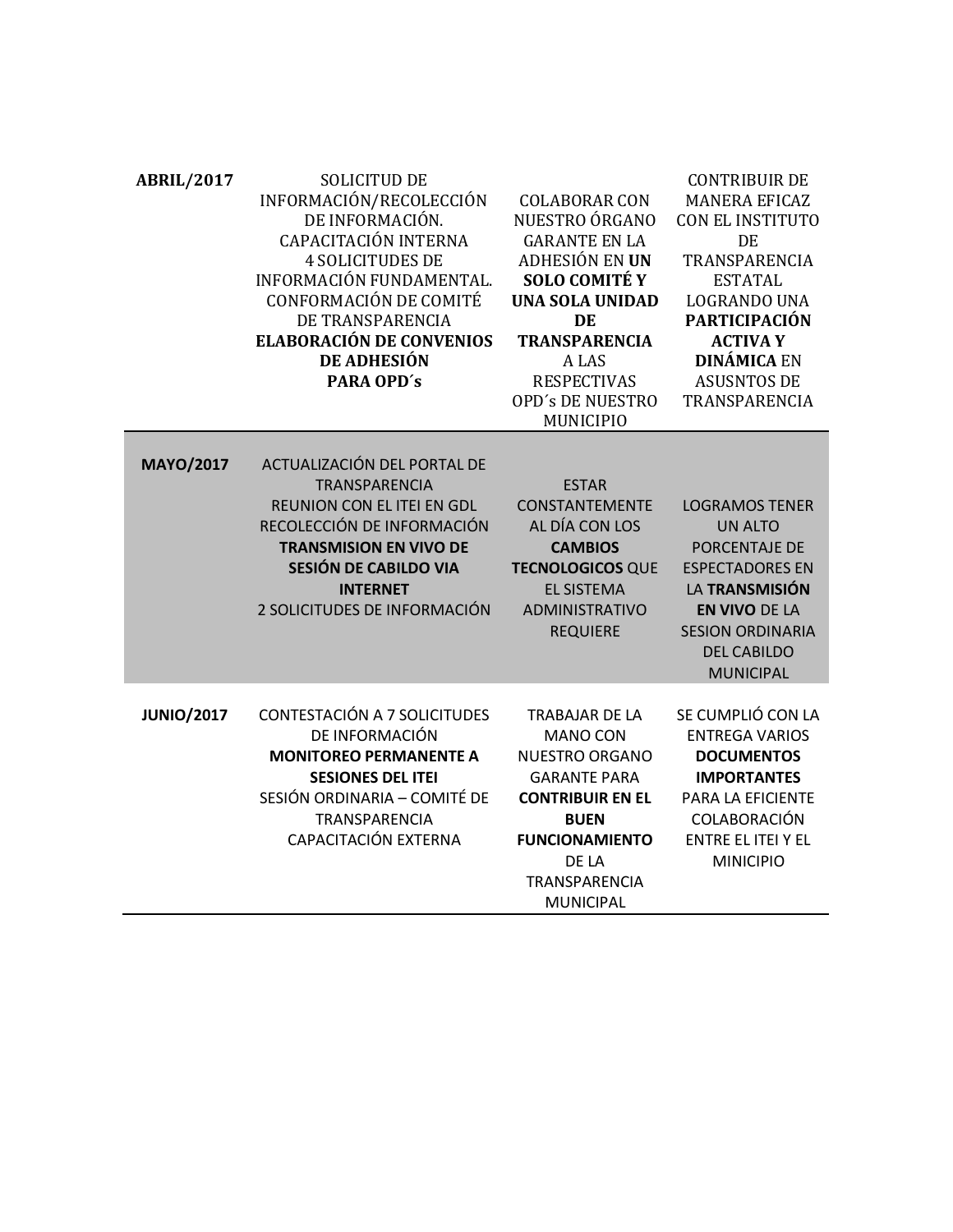| | | | |
|---|---|---|---|
| **ABRIL/2017** | SOLICITUD DE INFORMACIÓN/RECOLECCIÓN DE INFORMACIÓN.<br>CAPACITACIÓN INTERNA<br>4 SOLICITUDES DE INFORMACIÓN FUNDAMENTAL.<br>CONFORMACIÓN DE COMITÉ DE TRANSPARENCIA<br>**ELABORACIÓN DE CONVENIOS DE ADHESIÓN PARA OPD´s** | COLABORAR CON NUESTRO ÓRGANO GARANTE EN LA ADHESIÓN EN **UN SOLO COMITÉ Y UNA SOLA UNIDAD DE TRANSPARENCIA** A LAS RESPECTIVAS OPD´s DE NUESTRO MUNICIPIO | CONTRIBUIR DE MANERA EFICAZ CON EL INSTITUTO DE TRANSPARENCIA ESTATAL LOGRANDO UNA **PARTICIPACIÓN ACTIVA Y DINÁMICA** EN ASUSNTOS DE TRANSPARENCIA |
| **MAYO/2017** | ACTUALIZACIÓN DEL PORTAL DE TRANSPARENCIA<br>REUNION CON EL ITEI EN GDL<br>RECOLECCIÓN DE INFORMACIÓN<br>**TRANSMISION EN VIVO DE SESIÓN DE CABILDO VIA INTERNET**<br>2 SOLICITUDES DE INFORMACIÓN | ESTAR CONSTANTEMENTE AL DÍA CON LOS **CAMBIOS TECNOLOGICOS** QUE EL SISTEMA ADMINISTRATIVO REQUIERE | LOGRAMOS TENER UN ALTO PORCENTAJE DE ESPECTADORES EN LA **TRANSMISIÓN EN VIVO** DE LA SESION ORDINARIA DEL CABILDO MUNICIPAL |
| **JUNIO/2017** | CONTESTACIÓN A 7 SOLICITUDES DE INFORMACIÓN<br>**MONITOREO PERMANENTE A SESIONES DEL ITEI**<br>SESIÓN ORDINARIA – COMITÉ DE TRANSPARENCIA<br>CAPACITACIÓN EXTERNA | TRABAJAR DE LA MANO CON NUESTRO ORGANO GARANTE PARA **CONTRIBUIR EN EL BUEN FUNCIONAMIENTO** DE LA TRANSPARENCIA MUNICIPAL | SE CUMPLIÓ CON LA ENTREGA VARIOS **DOCUMENTOS IMPORTANTES** PARA LA EFICIENTE COLABORACIÓN ENTRE EL ITEI Y EL MINICIPIO |